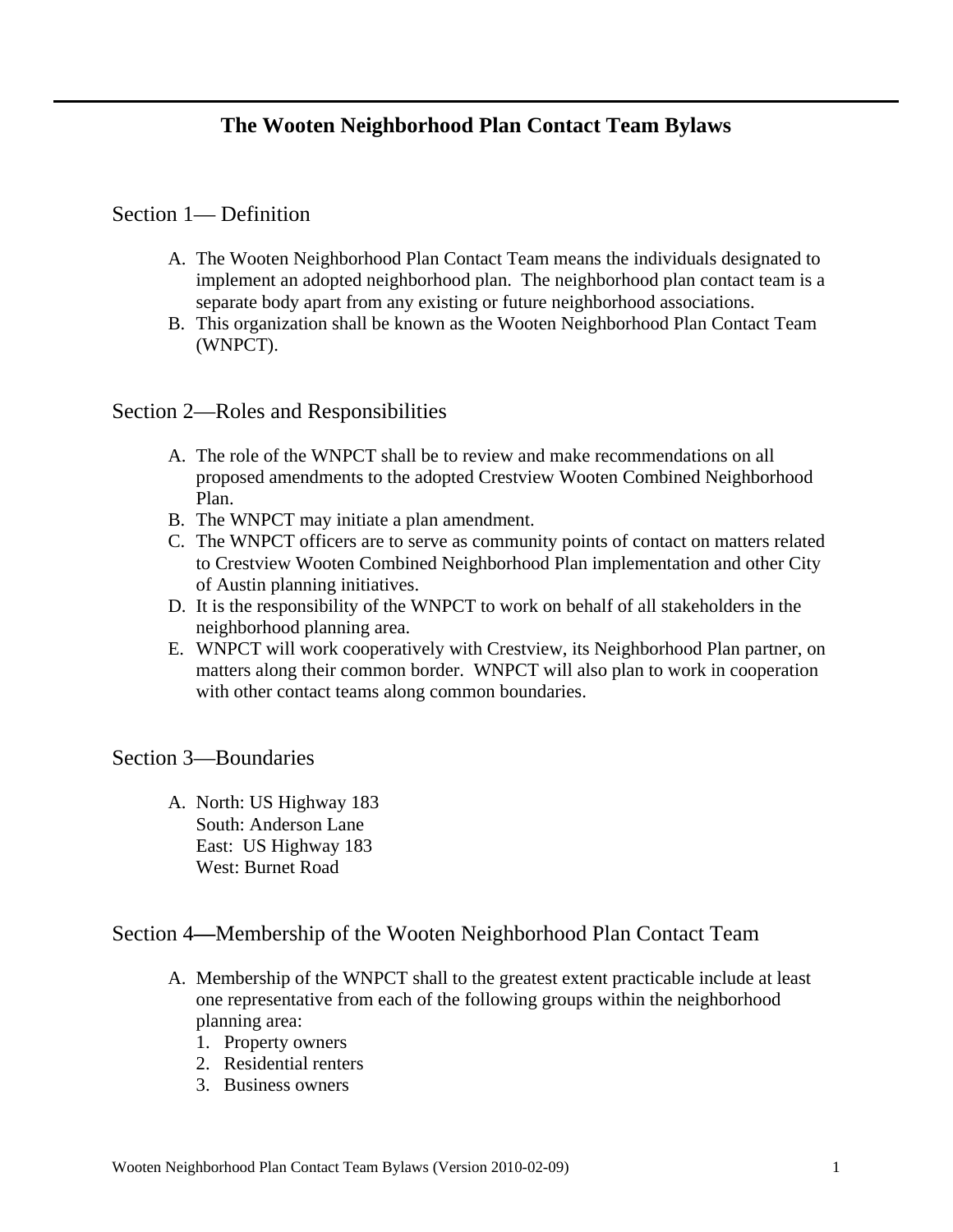# The Wooten Neighborhood Plan Contact Team Bylaws

## Section 1— Definition

A. The Wooten Neighborhood Plan Contact Team means the individuals designated to implement an adopted neighborhood plan. The neighborhood plan contact team is a separate body apart from any existing or future neighborhood associations.
B. This organization shall be known as the Wooten Neighborhood Plan Contact Team (WNPCT).

## Section 2—Roles and Responsibilities

A. The role of the WNPCT shall be to review and make recommendations on all proposed amendments to the adopted Crestview Wooten Combined Neighborhood Plan.
B. The WNPCT may initiate a plan amendment.
C. The WNPCT officers are to serve as community points of contact on matters related to Crestview Wooten Combined Neighborhood Plan implementation and other City of Austin planning initiatives.
D. It is the responsibility of the WNPCT to work on behalf of all stakeholders in the neighborhood planning area.
E. WNPCT will work cooperatively with Crestview, its Neighborhood Plan partner, on matters along their common border. WNPCT will also plan to work in cooperation with other contact teams along common boundaries.

## Section 3—Boundaries

A. North: US Highway 183
South: Anderson Lane
East: US Highway 183
West: Burnet Road

## Section 4—Membership of the Wooten Neighborhood Plan Contact Team

A. Membership of the WNPCT shall to the greatest extent practicable include at least one representative from each of the following groups within the neighborhood planning area:
   1. Property owners
   2. Residential renters
   3. Business owners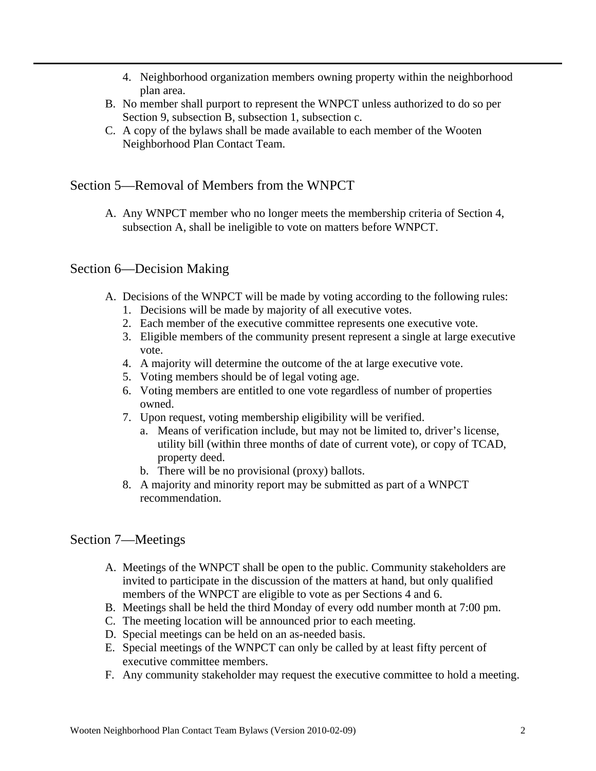4. Neighborhood organization members owning property within the neighborhood plan area.

B. No member shall purport to represent the WNPCT unless authorized to do so per Section 9, subsection B, subsection 1, subsection c.

C. A copy of the bylaws shall be made available to each member of the Wooten Neighborhood Plan Contact Team.

## Section 5—Removal of Members from the WNPCT

A. Any WNPCT member who no longer meets the membership criteria of Section 4, subsection A, shall be ineligible to vote on matters before WNPCT.

## Section 6—Decision Making

A. Decisions of the WNPCT will be made by voting according to the following rules:
   1. Decisions will be made by majority of all executive votes.
   2. Each member of the executive committee represents one executive vote.
   3. Eligible members of the community present represent a single at large executive vote.
   4. A majority will determine the outcome of the at large executive vote.
   5. Voting members should be of legal voting age.
   6. Voting members are entitled to one vote regardless of number of properties owned.
   7. Upon request, voting membership eligibility will be verified.
      a. Means of verification include, but may not be limited to, driver's license, utility bill (within three months of date of current vote), or copy of TCAD, property deed.
      b. There will be no provisional (proxy) ballots.
   8. A majority and minority report may be submitted as part of a WNPCT recommendation.

## Section 7—Meetings

A. Meetings of the WNPCT shall be open to the public. Community stakeholders are invited to participate in the discussion of the matters at hand, but only qualified members of the WNPCT are eligible to vote as per Sections 4 and 6.

B. Meetings shall be held the third Monday of every odd number month at 7:00 pm.

C. The meeting location will be announced prior to each meeting.

D. Special meetings can be held on an as-needed basis.

E. Special meetings of the WNPCT can only be called by at least fifty percent of executive committee members.

F. Any community stakeholder may request the executive committee to hold a meeting.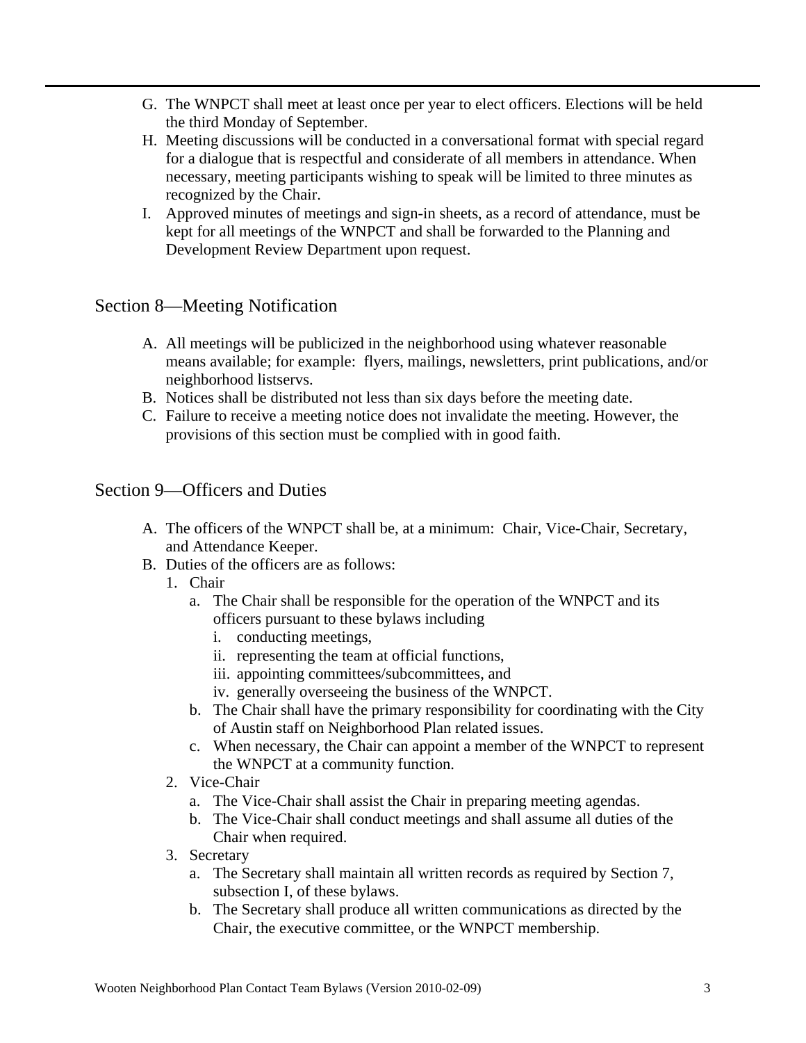G. The WNPCT shall meet at least once per year to elect officers. Elections will be held the third Monday of September.
H. Meeting discussions will be conducted in a conversational format with special regard for a dialogue that is respectful and considerate of all members in attendance. When necessary, meeting participants wishing to speak will be limited to three minutes as recognized by the Chair.
I. Approved minutes of meetings and sign-in sheets, as a record of attendance, must be kept for all meetings of the WNPCT and shall be forwarded to the Planning and Development Review Department upon request.

## Section 8—Meeting Notification

A. All meetings will be publicized in the neighborhood using whatever reasonable means available; for example: flyers, mailings, newsletters, print publications, and/or neighborhood listservs.
B. Notices shall be distributed not less than six days before the meeting date.
C. Failure to receive a meeting notice does not invalidate the meeting. However, the provisions of this section must be complied with in good faith.

## Section 9—Officers and Duties

A. The officers of the WNPCT shall be, at a minimum: Chair, Vice-Chair, Secretary, and Attendance Keeper.
B. Duties of the officers are as follows:
   1. Chair
      a. The Chair shall be responsible for the operation of the WNPCT and its officers pursuant to these bylaws including
         i. conducting meetings,
         ii. representing the team at official functions,
         iii. appointing committees/subcommittees, and
         iv. generally overseeing the business of the WNPCT.
      b. The Chair shall have the primary responsibility for coordinating with the City of Austin staff on Neighborhood Plan related issues.
      c. When necessary, the Chair can appoint a member of the WNPCT to represent the WNPCT at a community function.
   2. Vice-Chair
      a. The Vice-Chair shall assist the Chair in preparing meeting agendas.
      b. The Vice-Chair shall conduct meetings and shall assume all duties of the Chair when required.
   3. Secretary
      a. The Secretary shall maintain all written records as required by Section 7, subsection I, of these bylaws.
      b. The Secretary shall produce all written communications as directed by the Chair, the executive committee, or the WNPCT membership.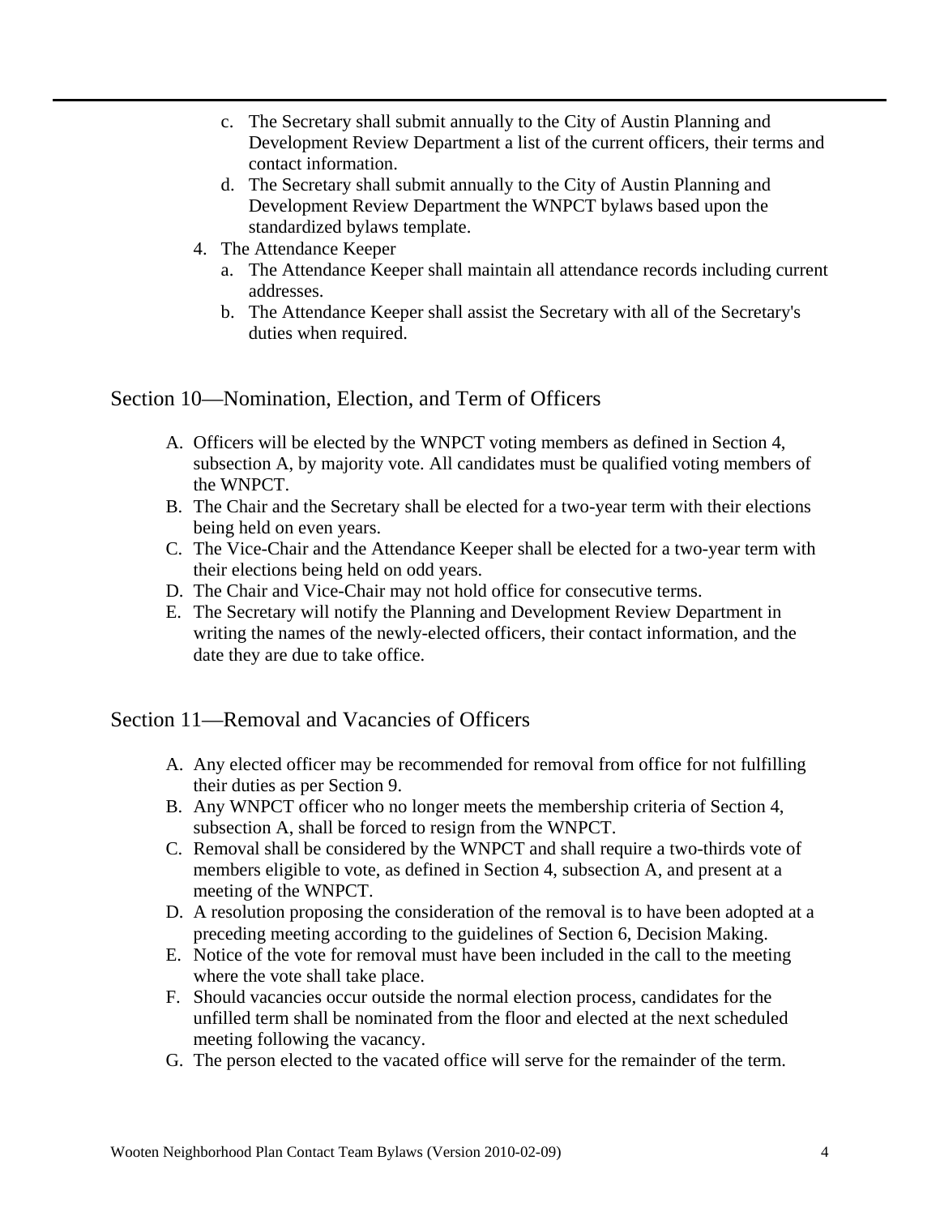c. The Secretary shall submit annually to the City of Austin Planning and Development Review Department a list of the current officers, their terms and contact information.
d. The Secretary shall submit annually to the City of Austin Planning and Development Review Department the WNPCT bylaws based upon the standardized bylaws template.

4. The Attendance Keeper
    a. The Attendance Keeper shall maintain all attendance records including current addresses.
    b. The Attendance Keeper shall assist the Secretary with all of the Secretary's duties when required.

## Section 10—Nomination, Election, and Term of Officers

A. Officers will be elected by the WNPCT voting members as defined in Section 4, subsection A, by majority vote. All candidates must be qualified voting members of the WNPCT.
B. The Chair and the Secretary shall be elected for a two-year term with their elections being held on even years.
C. The Vice-Chair and the Attendance Keeper shall be elected for a two-year term with their elections being held on odd years.
D. The Chair and Vice-Chair may not hold office for consecutive terms.
E. The Secretary will notify the Planning and Development Review Department in writing the names of the newly-elected officers, their contact information, and the date they are due to take office.

## Section 11—Removal and Vacancies of Officers

A. Any elected officer may be recommended for removal from office for not fulfilling their duties as per Section 9.
B. Any WNPCT officer who no longer meets the membership criteria of Section 4, subsection A, shall be forced to resign from the WNPCT.
C. Removal shall be considered by the WNPCT and shall require a two-thirds vote of members eligible to vote, as defined in Section 4, subsection A, and present at a meeting of the WNPCT.
D. A resolution proposing the consideration of the removal is to have been adopted at a preceding meeting according to the guidelines of Section 6, Decision Making.
E. Notice of the vote for removal must have been included in the call to the meeting where the vote shall take place.
F. Should vacancies occur outside the normal election process, candidates for the unfilled term shall be nominated from the floor and elected at the next scheduled meeting following the vacancy.
G. The person elected to the vacated office will serve for the remainder of the term.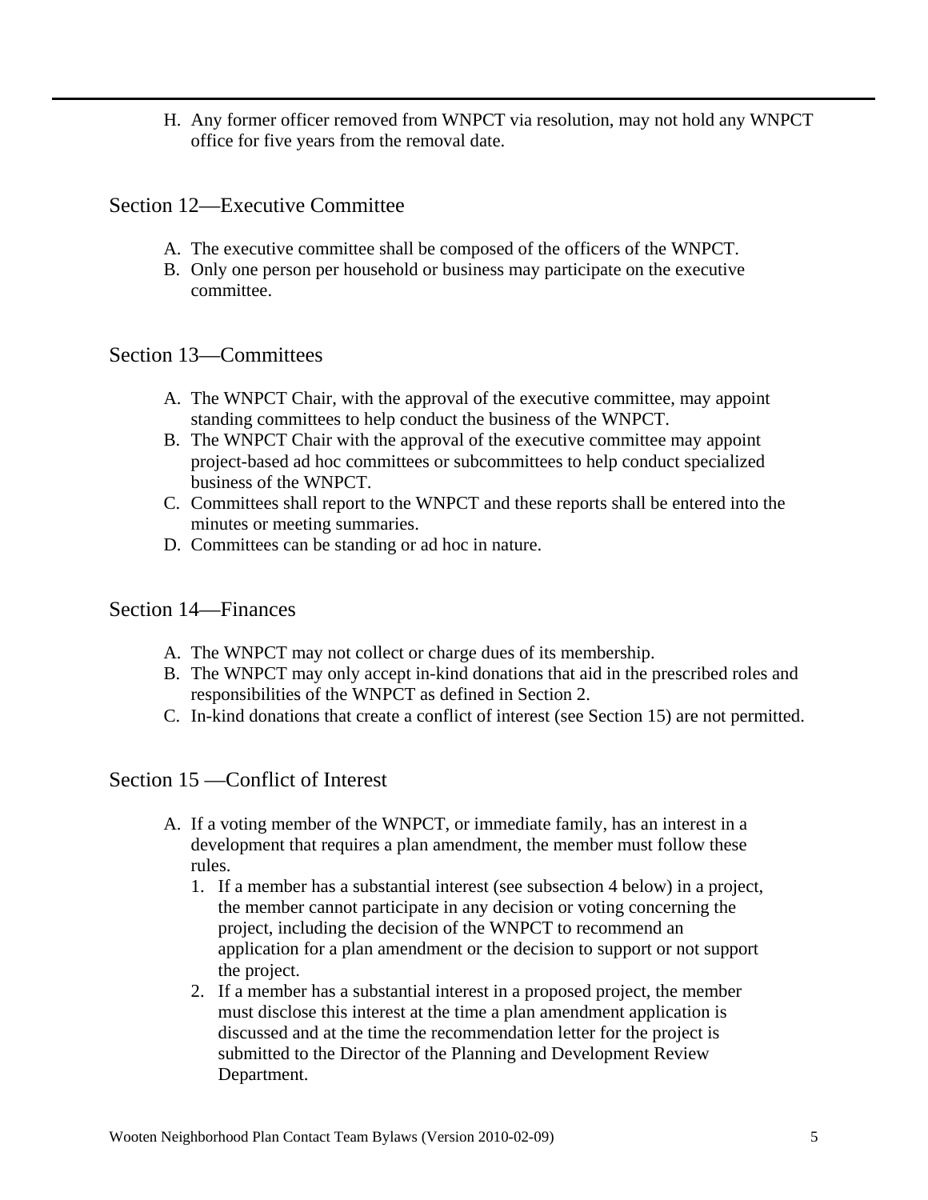H. Any former officer removed from WNPCT via resolution, may not hold any WNPCT office for five years from the removal date.

## Section 12—Executive Committee

A. The executive committee shall be composed of the officers of the WNPCT.
B. Only one person per household or business may participate on the executive committee.

## Section 13—Committees

A. The WNPCT Chair, with the approval of the executive committee, may appoint standing committees to help conduct the business of the WNPCT.
B. The WNPCT Chair with the approval of the executive committee may appoint project-based ad hoc committees or subcommittees to help conduct specialized business of the WNPCT.
C. Committees shall report to the WNPCT and these reports shall be entered into the minutes or meeting summaries.
D. Committees can be standing or ad hoc in nature.

## Section 14—Finances

A. The WNPCT may not collect or charge dues of its membership.
B. The WNPCT may only accept in-kind donations that aid in the prescribed roles and responsibilities of the WNPCT as defined in Section 2.
C. In-kind donations that create a conflict of interest (see Section 15) are not permitted.

## Section 15 —Conflict of Interest

A. If a voting member of the WNPCT, or immediate family, has an interest in a development that requires a plan amendment, the member must follow these rules.
   1. If a member has a substantial interest (see subsection 4 below) in a project, the member cannot participate in any decision or voting concerning the project, including the decision of the WNPCT to recommend an application for a plan amendment or the decision to support or not support the project.
   2. If a member has a substantial interest in a proposed project, the member must disclose this interest at the time a plan amendment application is discussed and at the time the recommendation letter for the project is submitted to the Director of the Planning and Development Review Department.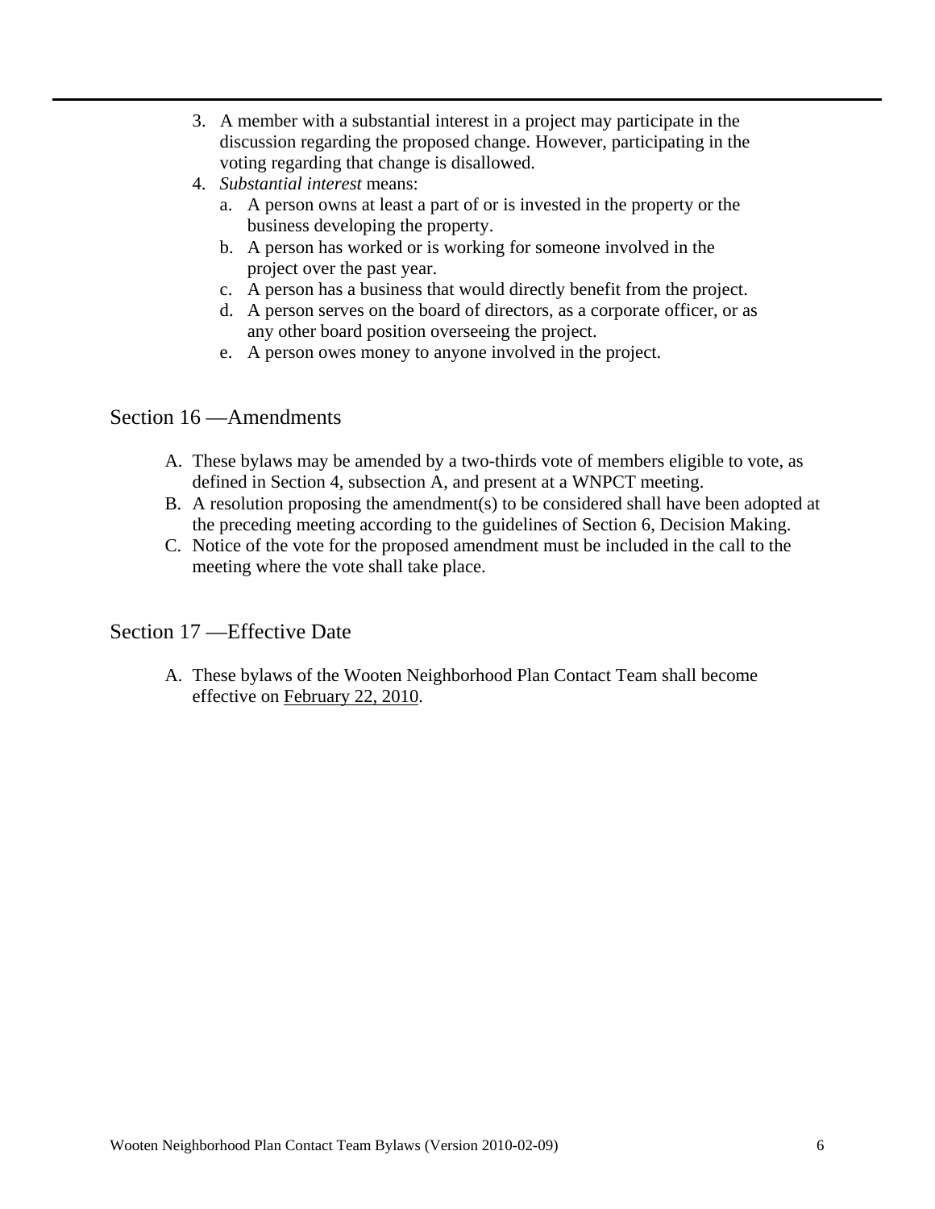3. A member with a substantial interest in a project may participate in the discussion regarding the proposed change. However, participating in the voting regarding that change is disallowed.
4. *Substantial interest* means:
   a. A person owns at least a part of or is invested in the property or the business developing the property.
   b. A person has worked or is working for someone involved in the project over the past year.
   c. A person has a business that would directly benefit from the project.
   d. A person serves on the board of directors, as a corporate officer, or as any other board position overseeing the project.
   e. A person owes money to anyone involved in the project.

## Section 16 —Amendments

A. These bylaws may be amended by a two-thirds vote of members eligible to vote, as defined in Section 4, subsection A, and present at a WNPCT meeting.
B. A resolution proposing the amendment(s) to be considered shall have been adopted at the preceding meeting according to the guidelines of Section 6, Decision Making.
C. Notice of the vote for the proposed amendment must be included in the call to the meeting where the vote shall take place.

## Section 17 —Effective Date

A. These bylaws of the Wooten Neighborhood Plan Contact Team shall become effective on February 22, 2010.